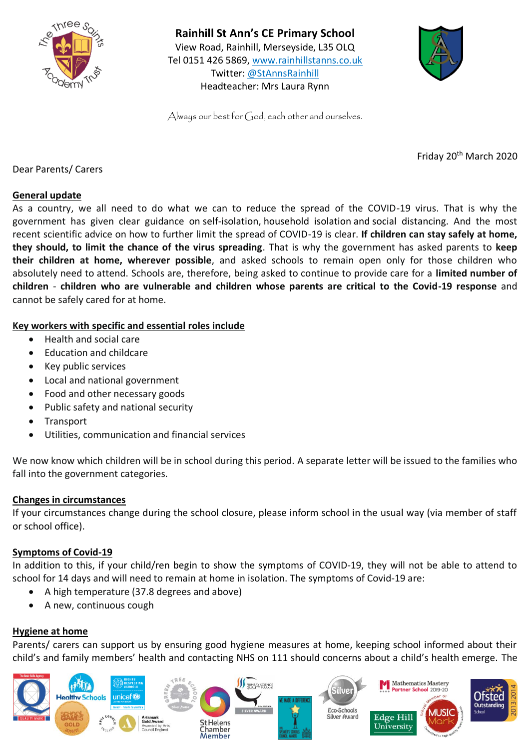# Rainhill St Ann's CE Primary School

View Road, Rainhill, Merseyside, L35 0LQ
Tel 0151 426 5869, www.rainhillstanns.co.uk
Twitter: @StAnnsRainhill
Headteacher: Mrs Laura Rynn

*Always our best for God, each other and ourselves.*

Friday 20th March 2020

Dear Parents/ Carers

## General update

As a country, we all need to do what we can to reduce the spread of the COVID-19 virus. That is why the government has given clear guidance on self-isolation, household isolation and social distancing. And the most recent scientific advice on how to further limit the spread of COVID-19 is clear. **If children can stay safely at home, they should, to limit the chance of the virus spreading**. That is why the government has asked parents to **keep their children at home, wherever possible**, and asked schools to remain open only for those children who absolutely need to attend. Schools are, therefore, being asked to continue to provide care for a **limited number of children** - **children who are vulnerable and children whose parents are critical to the Covid-19 response** and cannot be safely cared for at home.

## Key workers with specific and essential roles include

- Health and social care
- Education and childcare
- Key public services
- Local and national government
- Food and other necessary goods
- Public safety and national security
- Transport
- Utilities, communication and financial services

We now know which children will be in school during this period. A separate letter will be issued to the families who fall into the government categories.

## Changes in circumstances

If your circumstances change during the school closure, please inform school in the usual way (via member of staff or school office).

## Symptoms of Covid-19

In addition to this, if your child/ren begin to show the symptoms of COVID-19, they will not be able to attend to school for 14 days and will need to remain at home in isolation. The symptoms of Covid-19 are:

- A high temperature (37.8 degrees and above)
- A new, continuous cough

## Hygiene at home

Parents/ carers can support us by ensuring good hygiene measures at home, keeping school informed about their child's and family members' health and contacting NHS on 111 should concerns about a child's health emerge. The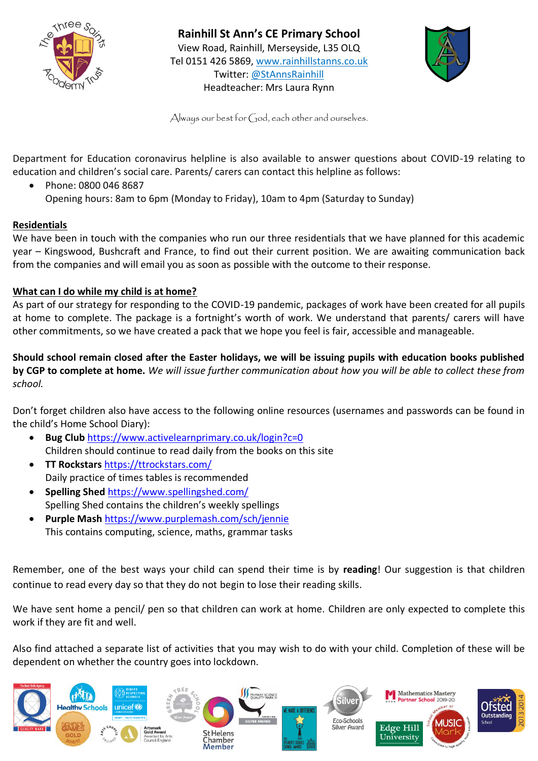# Rainhill St Ann's CE Primary School

View Road, Rainhill, Merseyside, L35 OLQ
Tel 0151 426 5869, www.rainhillstanns.co.uk
Twitter: @StAnnsRainhill
Headteacher: Mrs Laura Rynn

*Always our best for God, each other and ourselves.*

Department for Education coronavirus helpline is also available to answer questions about COVID-19 relating to education and children's social care. Parents/ carers can contact this helpline as follows:

- Phone: 0800 046 8687
  Opening hours: 8am to 6pm (Monday to Friday), 10am to 4pm (Saturday to Sunday)

## Residentials

We have been in touch with the companies who run our three residentials that we have planned for this academic year – Kingswood, Bushcraft and France, to find out their current position. We are awaiting communication back from the companies and will email you as soon as possible with the outcome to their response.

## What can I do while my child is at home?

As part of our strategy for responding to the COVID-19 pandemic, packages of work have been created for all pupils at home to complete. The package is a fortnight's worth of work. We understand that parents/ carers will have other commitments, so we have created a pack that we hope you feel is fair, accessible and manageable.

**Should school remain closed after the Easter holidays, we will be issuing pupils with education books published by CGP to complete at home.** *We will issue further communication about how you will be able to collect these from school.*

Don't forget children also have access to the following online resources (usernames and passwords can be found in the child's Home School Diary):

- **Bug Club** https://www.activelearnprimary.co.uk/login?c=0
  Children should continue to read daily from the books on this site
- **TT Rockstars** https://ttrockstars.com/
  Daily practice of times tables is recommended
- **Spelling Shed** https://www.spellingshed.com/
  Spelling Shed contains the children's weekly spellings
- **Purple Mash** https://www.purplemash.com/sch/jennie
  This contains computing, science, maths, grammar tasks

Remember, one of the best ways your child can spend their time is by **reading**! Our suggestion is that children continue to read every day so that they do not begin to lose their reading skills.

We have sent home a pencil/ pen so that children can work at home. Children are only expected to complete this work if they are fit and well.

Also find attached a separate list of activities that you may wish to do with your child. Completion of these will be dependent on whether the country goes into lockdown.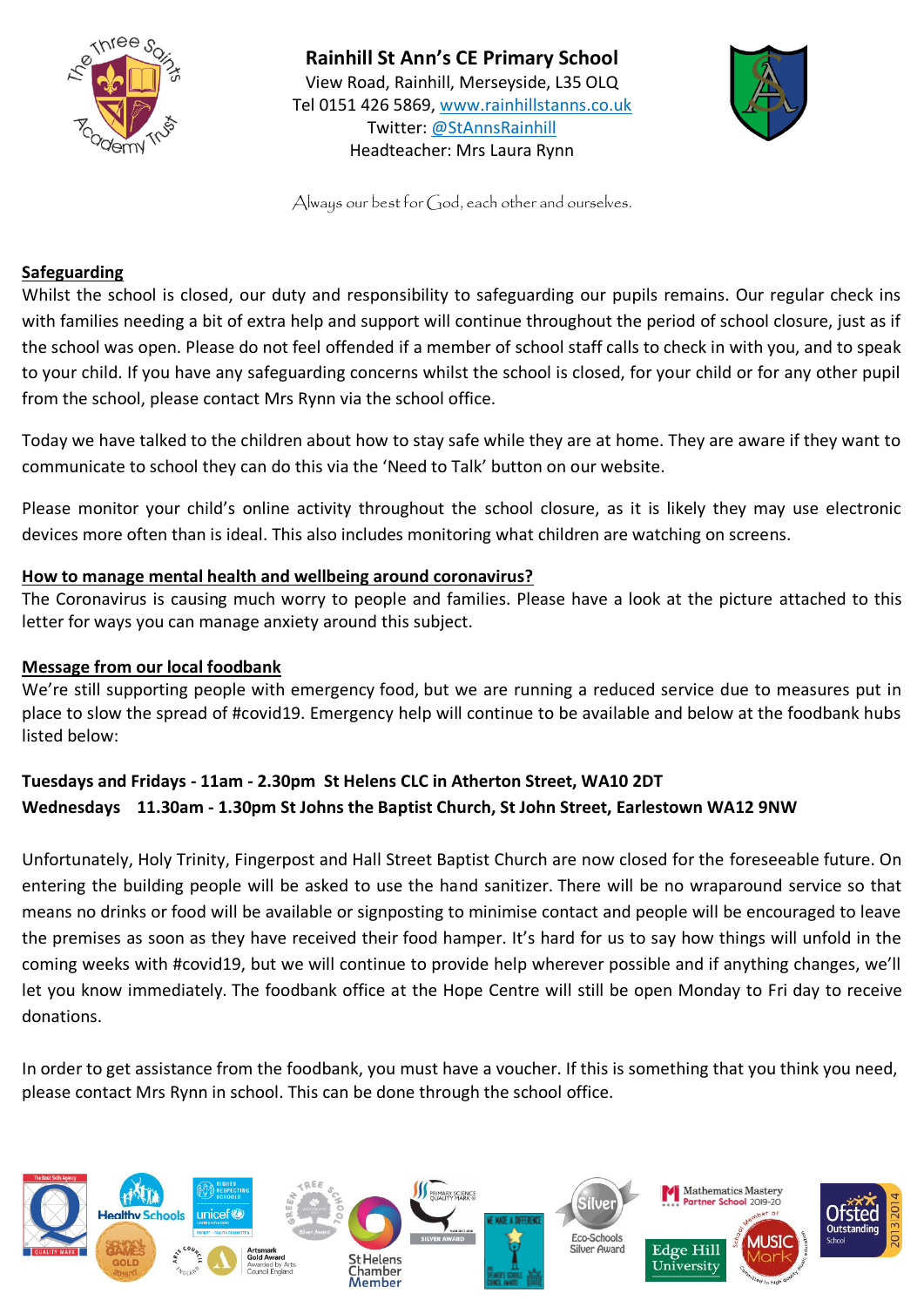**Rainhill St Ann's CE Primary School**
View Road, Rainhill, Merseyside, L35 0LQ
Tel 0151 426 5869, www.rainhillstanns.co.uk
Twitter: @StAnnsRainhill
Headteacher: Mrs Laura Rynn

*Always our best for God, each other and ourselves.*

## Safeguarding

Whilst the school is closed, our duty and responsibility to safeguarding our pupils remains. Our regular check ins with families needing a bit of extra help and support will continue throughout the period of school closure, just as if the school was open. Please do not feel offended if a member of school staff calls to check in with you, and to speak to your child. If you have any safeguarding concerns whilst the school is closed, for your child or for any other pupil from the school, please contact Mrs Rynn via the school office.

Today we have talked to the children about how to stay safe while they are at home. They are aware if they want to communicate to school they can do this via the 'Need to Talk' button on our website.

Please monitor your child's online activity throughout the school closure, as it is likely they may use electronic devices more often than is ideal. This also includes monitoring what children are watching on screens.

## How to manage mental health and wellbeing around coronavirus?

The Coronavirus is causing much worry to people and families. Please have a look at the picture attached to this letter for ways you can manage anxiety around this subject.

## Message from our local foodbank

We're still supporting people with emergency food, but we are running a reduced service due to measures put in place to slow the spread of #covid19. Emergency help will continue to be available and below at the foodbank hubs listed below:

**Tuesdays and Fridays - 11am - 2.30pm St Helens CLC in Atherton Street, WA10 2DT**
**Wednesdays 11.30am - 1.30pm St Johns the Baptist Church, St John Street, Earlestown WA12 9NW**

Unfortunately, Holy Trinity, Fingerpost and Hall Street Baptist Church are now closed for the foreseeable future. On entering the building people will be asked to use the hand sanitizer. There will be no wraparound service so that means no drinks or food will be available or signposting to minimise contact and people will be encouraged to leave the premises as soon as they have received their food hamper. It's hard for us to say how things will unfold in the coming weeks with #covid19, but we will continue to provide help wherever possible and if anything changes, we'll let you know immediately. The foodbank office at the Hope Centre will still be open Monday to Fri day to receive donations.

In order to get assistance from the foodbank, you must have a voucher. If this is something that you think you need, please contact Mrs Rynn in school. This can be done through the school office.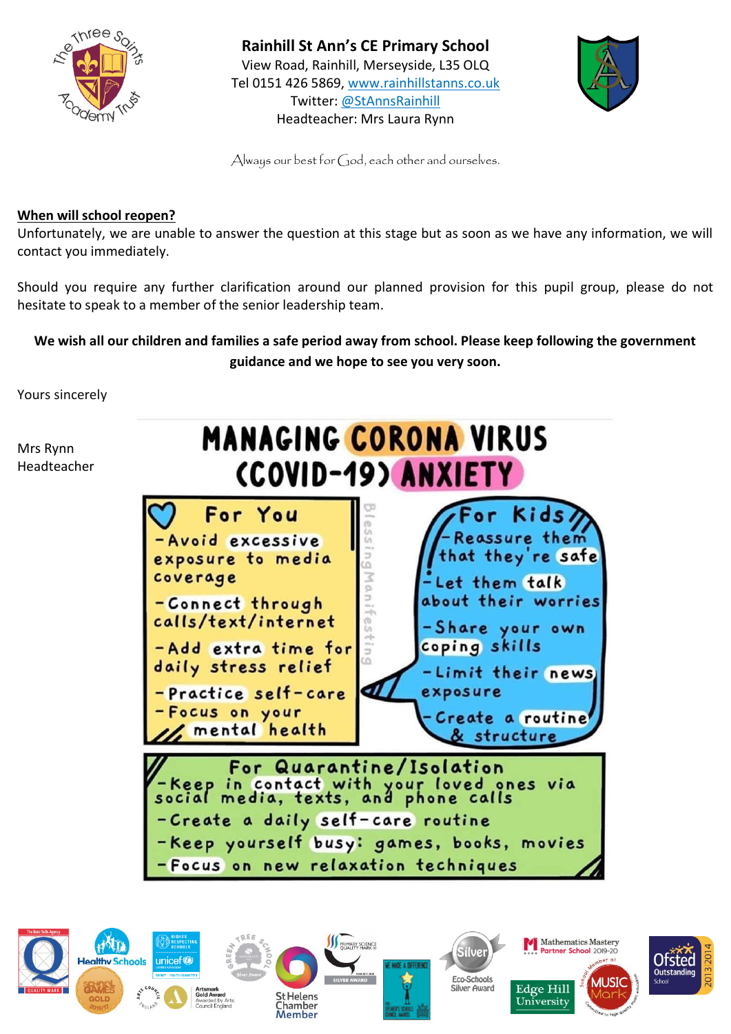**Rainhill St Ann's CE Primary School**
View Road, Rainhill, Merseyside, L35 OLQ
Tel 0151 426 5869, www.rainhillstanns.co.uk
Twitter: @StAnnsRainhill
Headteacher: Mrs Laura Rynn

*Always our best for God, each other and ourselves.*

**<u>When will school reopen?</u>**

Unfortunately, we are unable to answer the question at this stage but as soon as we have any information, we will contact you immediately.

Should you require any further clarification around our planned provision for this pupil group, please do not hesitate to speak to a member of the senior leadership team.

**We wish all our children and families a safe period away from school. Please keep following the government guidance and we hope to see you very soon.**

Yours sincerely

Mrs Rynn
Headteacher

MANAGING CORONA VIRUS (COVID-19) ANXIETY

For You
- Avoid excessive exposure to media coverage
- Connect through calls/text/internet
- Add extra time for daily stress relief
- Practice self-care
- Focus on your mental health

BlessingManifesting

For Kids
- Reassure them that they're safe
- Let them talk about their worries
- Share your own coping skills
- Limit their news exposure
- Create a routine & structure

For Quarantine/Isolation
- Keep in contact with your loved ones via social media, texts, and phone calls
- Create a daily self-care routine
- Keep yourself busy: games, books, movies
- Focus on new relaxation techniques